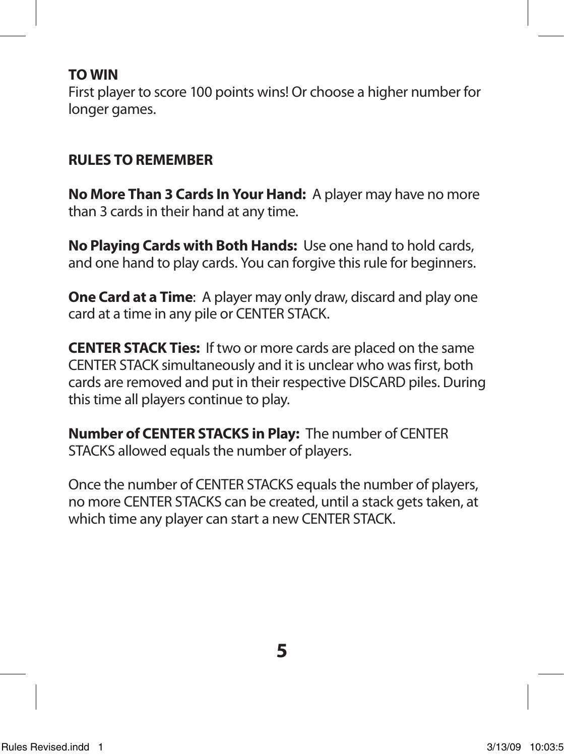## TO WIN

First player to score 100 points wins! Or choose a higher number for longer games.

## RULES TO REMEMBER

**No More Than 3 Cards In Your Hand:** A player may have no more than 3 cards in their hand at any time.

**No Playing Cards with Both Hands:** Use one hand to hold cards, and one hand to play cards. You can forgive this rule for beginners.

**One Card at a Time**: A player may only draw, discard and play one card at a time in any pile or CENTER STACK.

**CENTER STACK Ties:** If two or more cards are placed on the same CENTER STACK simultaneously and it is unclear who was first, both cards are removed and put in their respective DISCARD piles. During this time all players continue to play.

**Number of CENTER STACKS in Play:** The number of CENTER STACKS allowed equals the number of players.

Once the number of CENTER STACKS equals the number of players, no more CENTER STACKS can be created, until a stack gets taken, at which time any player can start a new CENTER STACK.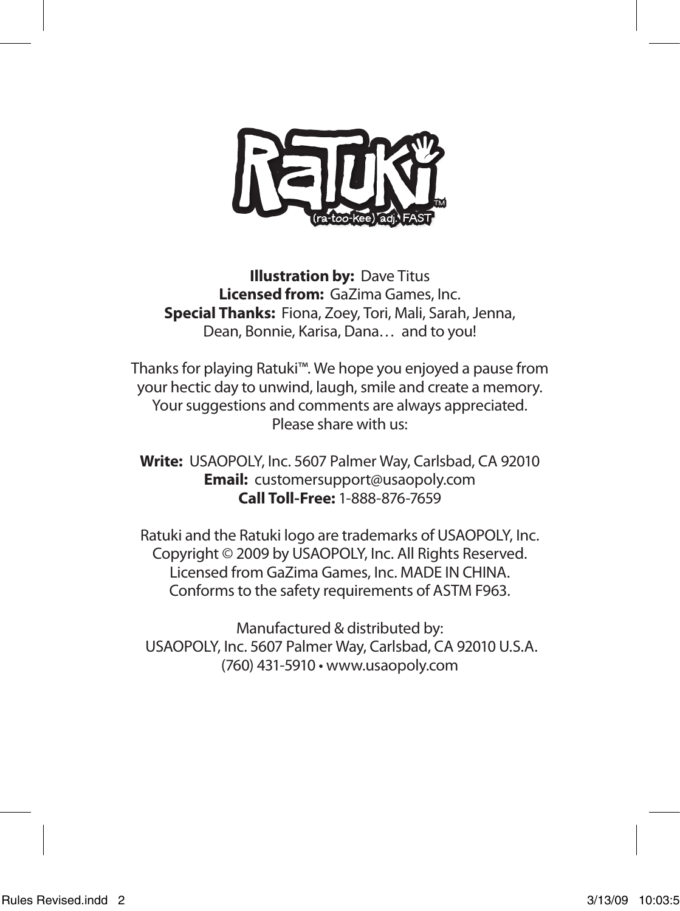# Ratuki™

(ra-too-kee) adj. FAST

**Illustration by:** Dave Titus
**Licensed from:** GaZima Games, Inc.
**Special Thanks:** Fiona, Zoey, Tori, Mali, Sarah, Jenna, Dean, Bonnie, Karisa, Dana… and to you!

Thanks for playing Ratuki™. We hope you enjoyed a pause from your hectic day to unwind, laugh, smile and create a memory. Your suggestions and comments are always appreciated. Please share with us:

**Write:** USAOPOLY, Inc. 5607 Palmer Way, Carlsbad, CA 92010
**Email:** customersupport@usaopoly.com
**Call Toll-Free:** 1-888-876-7659

Ratuki and the Ratuki logo are trademarks of USAOPOLY, Inc. Copyright © 2009 by USAOPOLY, Inc. All Rights Reserved. Licensed from GaZima Games, Inc. MADE IN CHINA. Conforms to the safety requirements of ASTM F963.

Manufactured & distributed by:
USAOPOLY, Inc. 5607 Palmer Way, Carlsbad, CA 92010 U.S.A.
(760) 431-5910 • www.usaopoly.com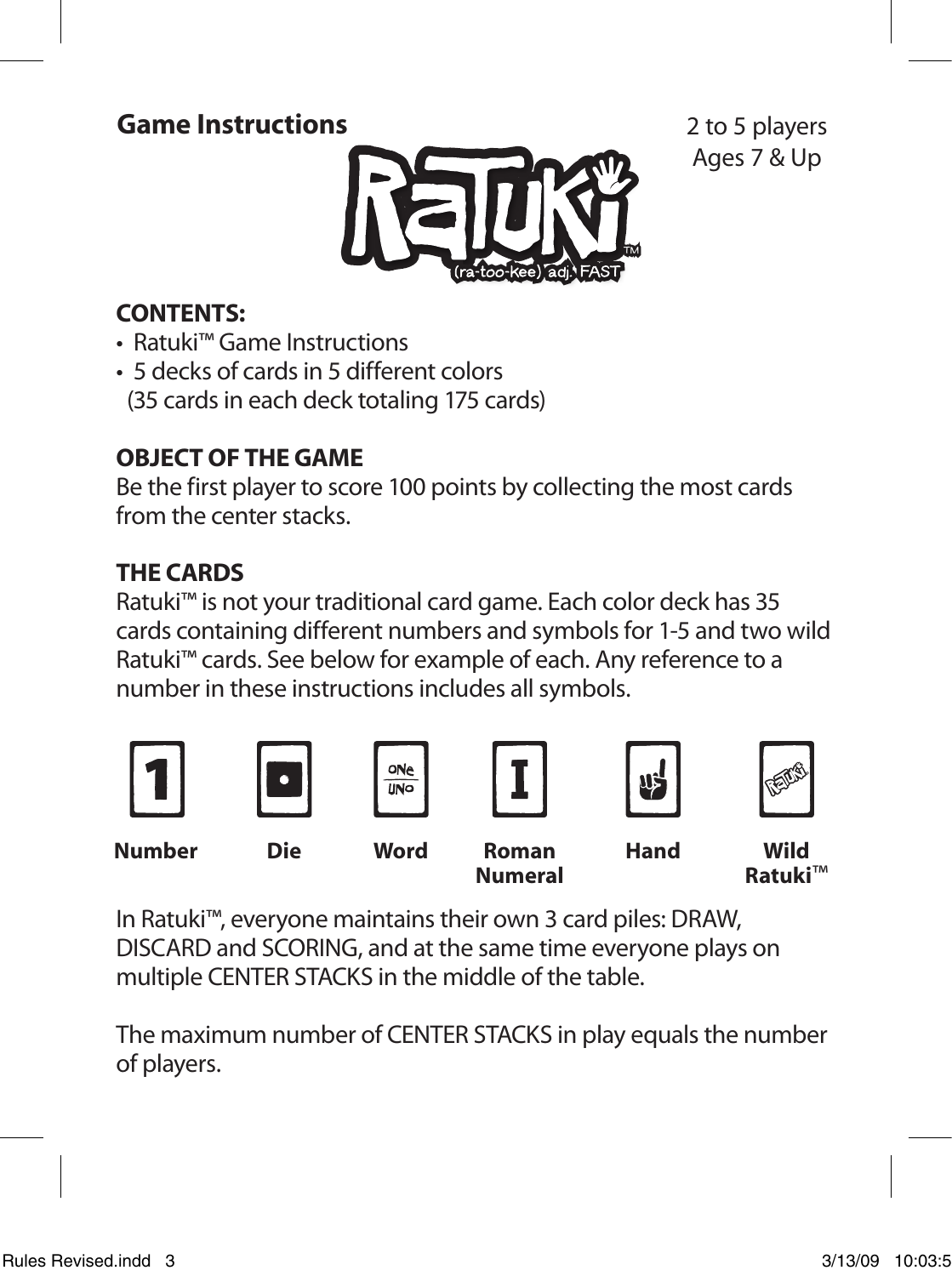## Game Instructions

2 to 5 players
Ages 7 & Up

RaTuKi™
(ra-too-kee) adj. FAST

**CONTENTS:**

- Ratuki™ Game Instructions
- 5 decks of cards in 5 different colors
  (35 cards in each deck totaling 175 cards)

**OBJECT OF THE GAME**

Be the first player to score 100 points by collecting the most cards from the center stacks.

**THE CARDS**

Ratuki™ is not your traditional card game. Each color deck has 35 cards containing different numbers and symbols for 1-5 and two wild Ratuki™ cards. See below for example of each. Any reference to a number in these instructions includes all symbols.

| Number | Die | Word | Roman Numeral | Hand | Wild Ratuki™ |
|---|---|---|---|---|---|

In Ratuki™, everyone maintains their own 3 card piles: DRAW, DISCARD and SCORING, and at the same time everyone plays on multiple CENTER STACKS in the middle of the table.

The maximum number of CENTER STACKS in play equals the number of players.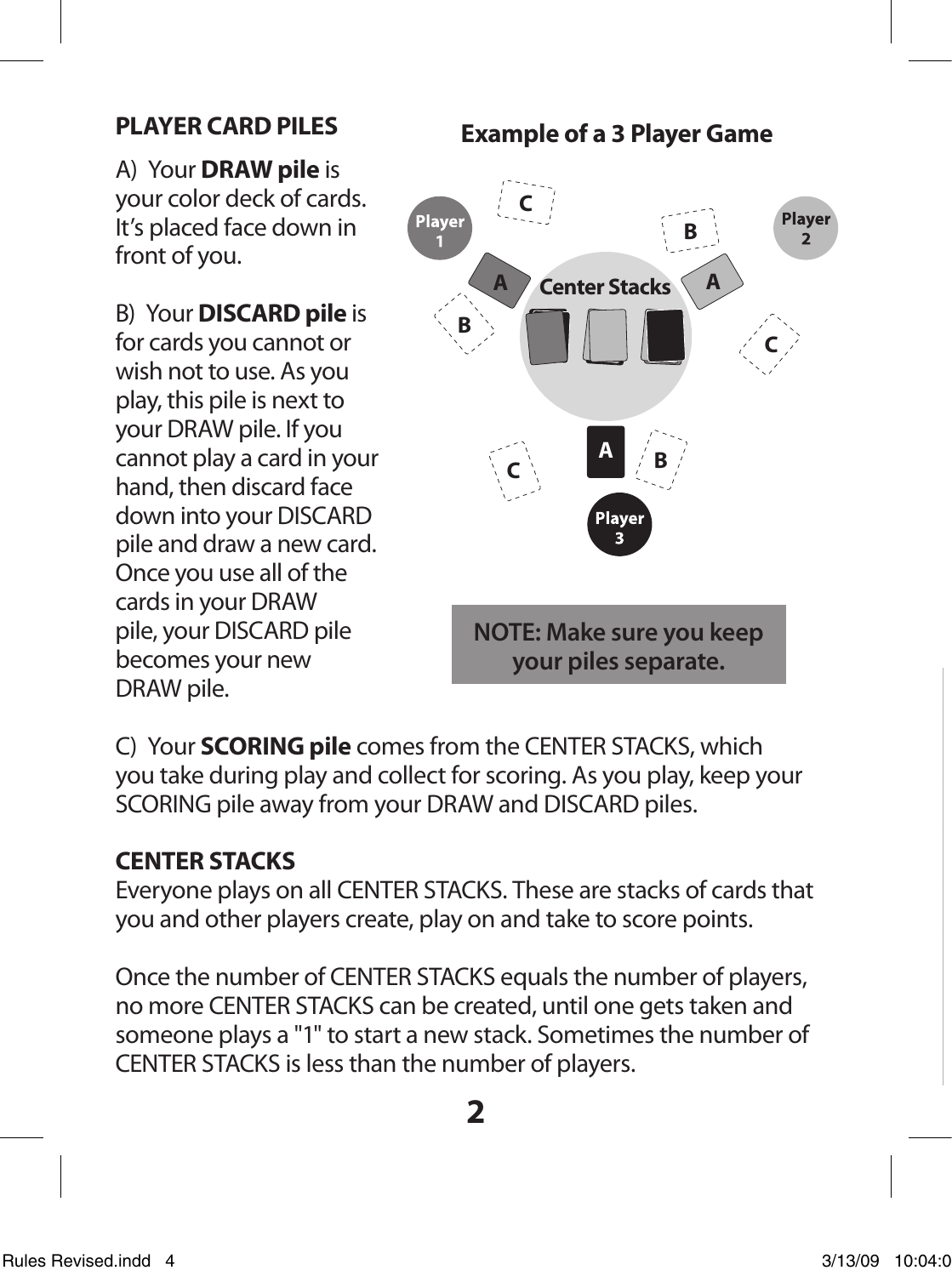## PLAYER CARD PILES

A) Your **DRAW pile** is your color deck of cards. It's placed face down in front of you.

B) Your **DISCARD pile** is for cards you cannot or wish not to use. As you play, this pile is next to your DRAW pile. If you cannot play a card in your hand, then discard face down into your DISCARD pile and draw a new card. Once you use all of the cards in your DRAW pile, your DISCARD pile becomes your new DRAW pile.

**Example of a 3 Player Game**

Player 1 · Player 2 · Player 3 · Center Stacks · A · B · C

**NOTE: Make sure you keep your piles separate.**

C) Your **SCORING pile** comes from the CENTER STACKS, which you take during play and collect for scoring. As you play, keep your SCORING pile away from your DRAW and DISCARD piles.

## CENTER STACKS

Everyone plays on all CENTER STACKS. These are stacks of cards that you and other players create, play on and take to score points.

Once the number of CENTER STACKS equals the number of players, no more CENTER STACKS can be created, until one gets taken and someone plays a "1" to start a new stack. Sometimes the number of CENTER STACKS is less than the number of players.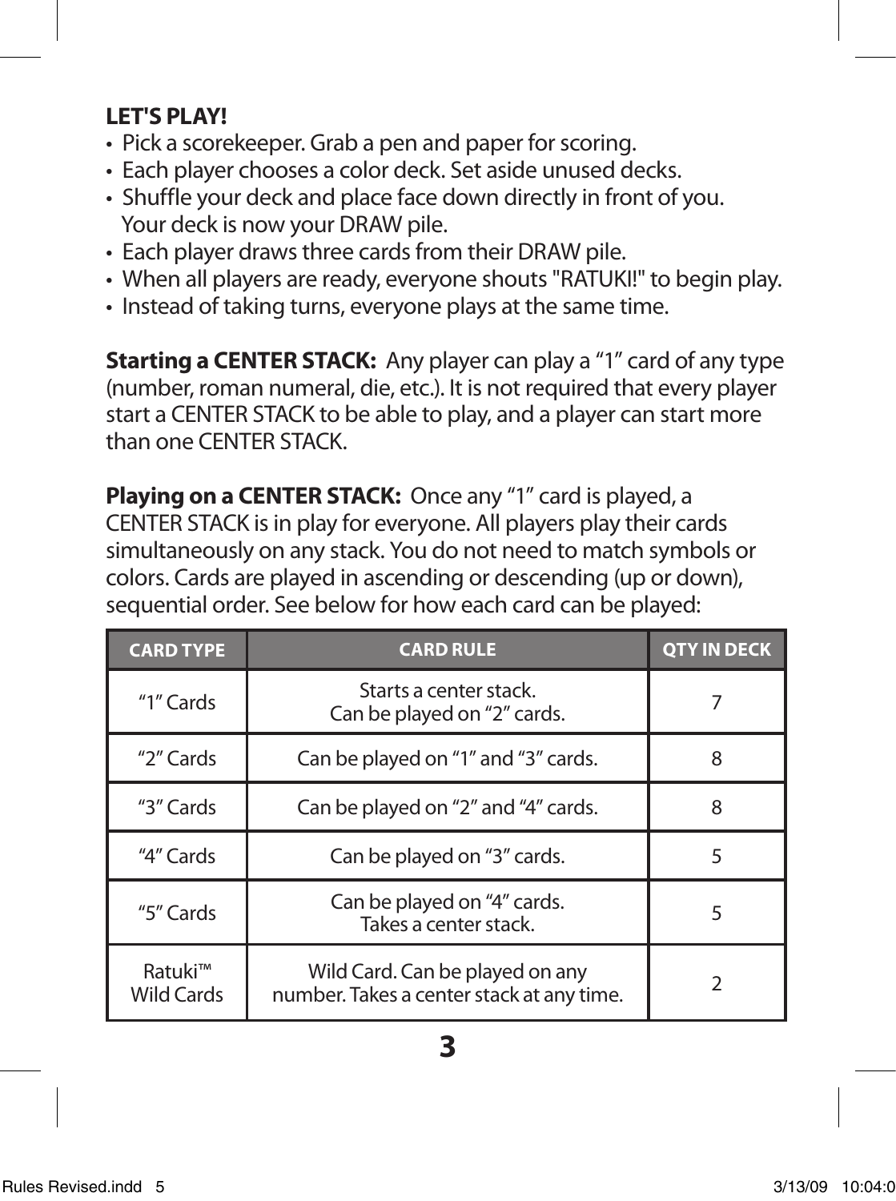**LET'S PLAY!**

- Pick a scorekeeper. Grab a pen and paper for scoring.
- Each player chooses a color deck. Set aside unused decks.
- Shuffle your deck and place face down directly in front of you. Your deck is now your DRAW pile.
- Each player draws three cards from their DRAW pile.
- When all players are ready, everyone shouts "RATUKI!" to begin play.
- Instead of taking turns, everyone plays at the same time.

**Starting a CENTER STACK:** Any player can play a "1" card of any type (number, roman numeral, die, etc.). It is not required that every player start a CENTER STACK to be able to play, and a player can start more than one CENTER STACK.

**Playing on a CENTER STACK:** Once any "1" card is played, a CENTER STACK is in play for everyone. All players play their cards simultaneously on any stack. You do not need to match symbols or colors. Cards are played in ascending or descending (up or down), sequential order. See below for how each card can be played:

| CARD TYPE | CARD RULE | QTY IN DECK |
|---|---|---|
| "1" Cards | Starts a center stack.<br>Can be played on "2" cards. | 7 |
| "2" Cards | Can be played on "1" and "3" cards. | 8 |
| "3" Cards | Can be played on "2" and "4" cards. | 8 |
| "4" Cards | Can be played on "3" cards. | 5 |
| "5" Cards | Can be played on "4" cards.<br>Takes a center stack. | 5 |
| Ratuki™ Wild Cards | Wild Card. Can be played on any number. Takes a center stack at any time. | 2 |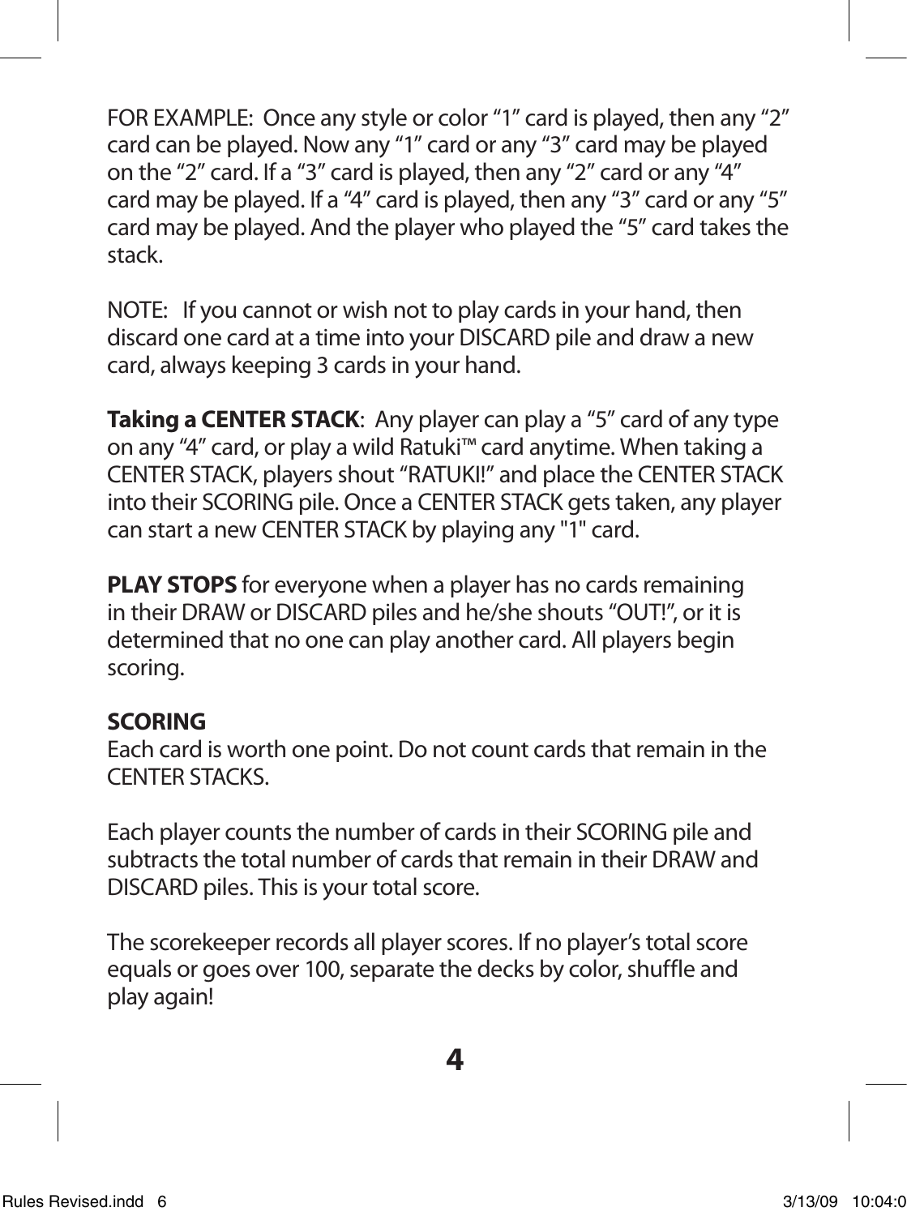FOR EXAMPLE:  Once any style or color “1” card is played, then any “2” card can be played. Now any “1” card or any “3” card may be played on the “2” card. If a “3” card is played, then any “2” card or any “4” card may be played. If a “4” card is played, then any “3” card or any “5” card may be played. And the player who played the “5” card takes the stack.

NOTE:   If you cannot or wish not to play cards in your hand, then discard one card at a time into your DISCARD pile and draw a new card, always keeping 3 cards in your hand.

**Taking a CENTER STACK**:  Any player can play a “5” card of any type on any “4” card, or play a wild Ratuki™ card anytime. When taking a CENTER STACK, players shout “RATUKI!” and place the CENTER STACK into their SCORING pile. Once a CENTER STACK gets taken, any player can start a new CENTER STACK by playing any "1" card.

**PLAY STOPS** for everyone when a player has no cards remaining in their DRAW or DISCARD piles and he/she shouts “OUT!”, or it is determined that no one can play another card. All players begin scoring.

**SCORING**

Each card is worth one point. Do not count cards that remain in the CENTER STACKS.

Each player counts the number of cards in their SCORING pile and subtracts the total number of cards that remain in their DRAW and DISCARD piles. This is your total score.

The scorekeeper records all player scores. If no player’s total score equals or goes over 100, separate the decks by color, shuffle and play again!